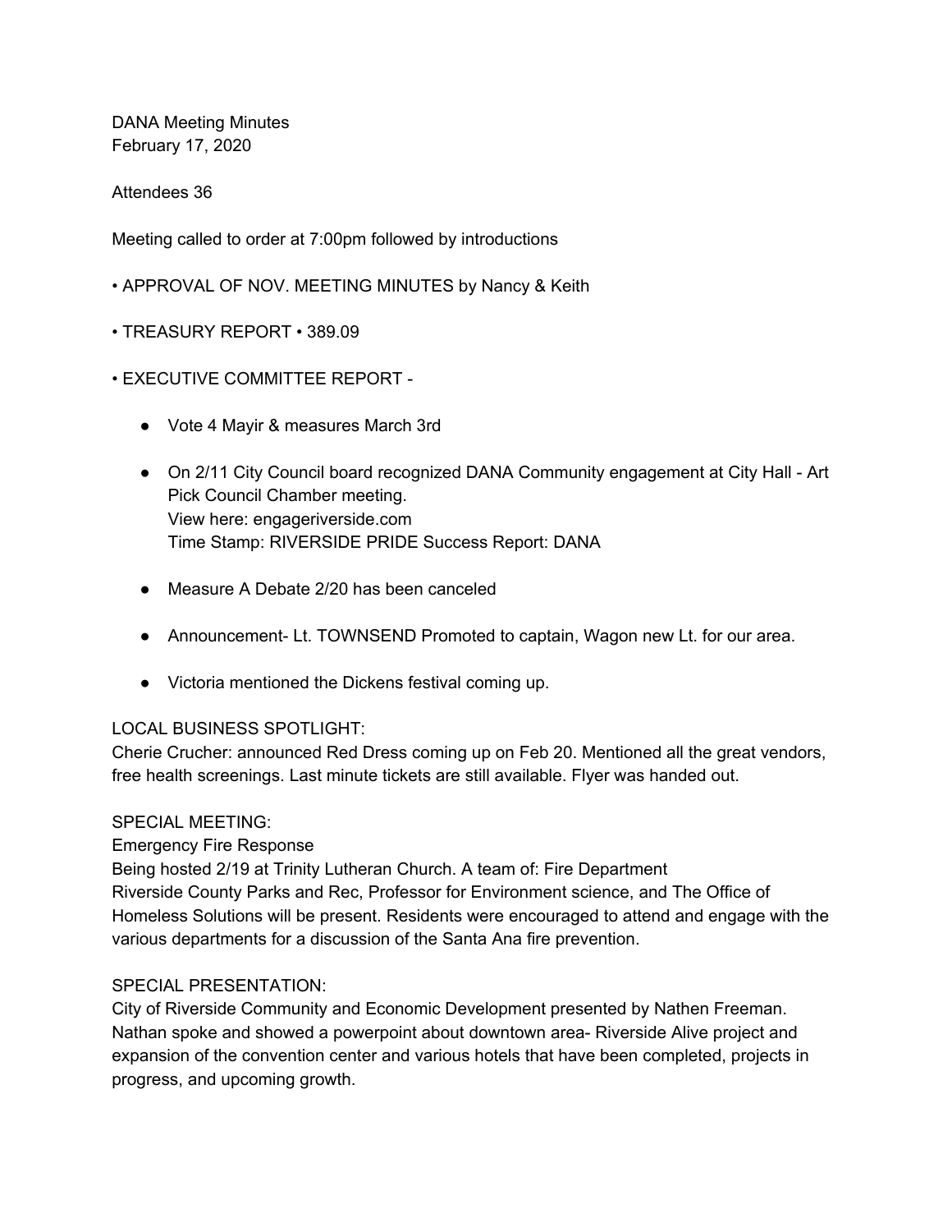DANA Meeting Minutes
February 17, 2020

Attendees 36

Meeting called to order at 7:00pm followed by introductions

• APPROVAL OF NOV. MEETING MINUTES by Nancy & Keith

• TREASURY REPORT • 389.09

• EXECUTIVE COMMITTEE REPORT -

- Vote 4 Mayir & measures March 3rd
- On 2/11 City Council board recognized DANA Community engagement at City Hall - Art Pick Council Chamber meeting.
  View here: engageriverside.com
  Time Stamp: RIVERSIDE PRIDE Success Report: DANA
- Measure A Debate 2/20 has been canceled
- Announcement- Lt. TOWNSEND Promoted to captain, Wagon new Lt. for our area.
- Victoria mentioned the Dickens festival coming up.

LOCAL BUSINESS SPOTLIGHT:
Cherie Crucher: announced Red Dress coming up on Feb 20. Mentioned all the great vendors, free health screenings. Last minute tickets are still available. Flyer was handed out.

SPECIAL MEETING:
Emergency Fire Response
Being hosted 2/19 at Trinity Lutheran Church. A team of: Fire Department
Riverside County Parks and Rec, Professor for Environment science, and The Office of Homeless Solutions will be present. Residents were encouraged to attend and engage with the various departments for a discussion of the Santa Ana fire prevention.

SPECIAL PRESENTATION:
City of Riverside Community and Economic Development presented by Nathen Freeman. Nathan spoke and showed a powerpoint about downtown area- Riverside Alive project and expansion of the convention center and various hotels that have been completed, projects in progress, and upcoming growth.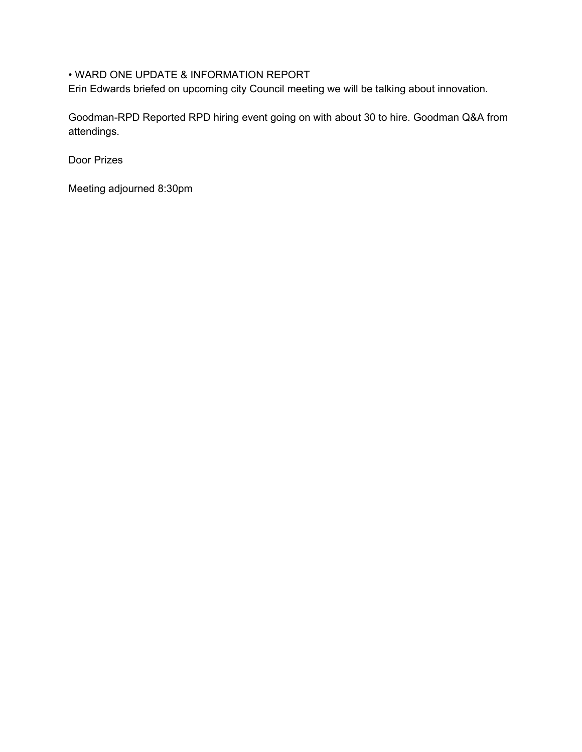• WARD ONE UPDATE & INFORMATION REPORT
Erin Edwards briefed on upcoming city Council meeting we will be talking about innovation.

Goodman-RPD Reported RPD hiring event going on with about 30 to hire. Goodman Q&A from attendings.

Door Prizes

Meeting adjourned 8:30pm